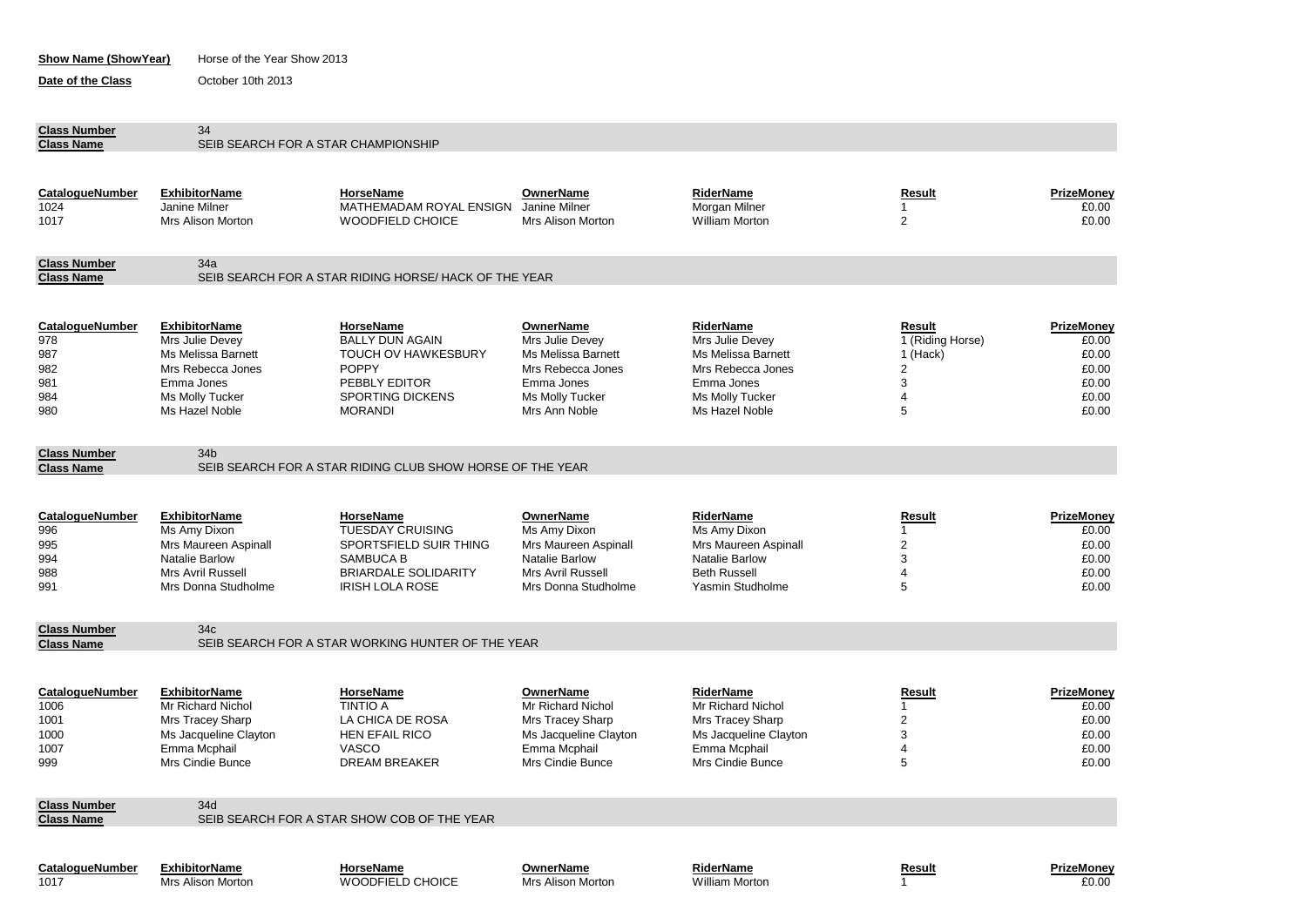**Show Name (ShowYear)** Horse of the Year Show 2013

**Date of the Class** October 10th 2013

**Class Number** 34
**Class Name** SEIB SEARCH FOR A STAR CHAMPIONSHIP

| CatalogueNumber | ExhibitorName | HorseName | OwnerName | RiderName | Result | PrizeMoney |
|---|---|---|---|---|---|---|
| 1024 | Janine Milner | MATHEMADAM ROYAL ENSIGN | Janine Milner | Morgan Milner | 1 | £0.00 |
| 1017 | Mrs Alison Morton | WOODFIELD CHOICE | Mrs Alison Morton | William Morton | 2 | £0.00 |

**Class Number** 34a
**Class Name** SEIB SEARCH FOR A STAR RIDING HORSE/ HACK OF THE YEAR

| CatalogueNumber | ExhibitorName | HorseName | OwnerName | RiderName | Result | PrizeMoney |
|---|---|---|---|---|---|---|
| 978 | Mrs Julie Devey | BALLY DUN AGAIN | Mrs Julie Devey | Mrs Julie Devey | 1 (Riding Horse) | £0.00 |
| 987 | Ms Melissa Barnett | TOUCH OV HAWKESBURY | Ms Melissa Barnett | Ms Melissa Barnett | 1 (Hack) | £0.00 |
| 982 | Mrs Rebecca Jones | POPPY | Mrs Rebecca Jones | Mrs Rebecca Jones | 2 | £0.00 |
| 981 | Emma Jones | PEBBLY EDITOR | Emma Jones | Emma Jones | 3 | £0.00 |
| 984 | Ms Molly Tucker | SPORTING DICKENS | Ms Molly Tucker | Ms Molly Tucker | 4 | £0.00 |
| 980 | Ms Hazel Noble | MORANDI | Mrs Ann Noble | Ms Hazel Noble | 5 | £0.00 |

**Class Number** 34b
**Class Name** SEIB SEARCH FOR A STAR RIDING CLUB SHOW HORSE OF THE YEAR

| CatalogueNumber | ExhibitorName | HorseName | OwnerName | RiderName | Result | PrizeMoney |
|---|---|---|---|---|---|---|
| 996 | Ms Amy Dixon | TUESDAY CRUISING | Ms Amy Dixon | Ms Amy Dixon | 1 | £0.00 |
| 995 | Mrs Maureen Aspinall | SPORTSFIELD SUIR THING | Mrs Maureen Aspinall | Mrs Maureen Aspinall | 2 | £0.00 |
| 994 | Natalie Barlow | SAMBUCA B | Natalie Barlow | Natalie Barlow | 3 | £0.00 |
| 988 | Mrs Avril Russell | BRIARDALE SOLIDARITY | Mrs Avril Russell | Beth Russell | 4 | £0.00 |
| 991 | Mrs Donna Studholme | IRISH LOLA ROSE | Mrs Donna Studholme | Yasmin Studholme | 5 | £0.00 |

**Class Number** 34c
**Class Name** SEIB SEARCH FOR A STAR WORKING HUNTER OF THE YEAR

| CatalogueNumber | ExhibitorName | HorseName | OwnerName | RiderName | Result | PrizeMoney |
|---|---|---|---|---|---|---|
| 1006 | Mr Richard Nichol | TINTIO A | Mr Richard Nichol | Mr Richard Nichol | 1 | £0.00 |
| 1001 | Mrs Tracey Sharp | LA CHICA DE ROSA | Mrs Tracey Sharp | Mrs Tracey Sharp | 2 | £0.00 |
| 1000 | Ms Jacqueline Clayton | HEN EFAIL RICO | Ms Jacqueline Clayton | Ms Jacqueline Clayton | 3 | £0.00 |
| 1007 | Emma Mcphail | VASCO | Emma Mcphail | Emma Mcphail | 4 | £0.00 |
| 999 | Mrs Cindie Bunce | DREAM BREAKER | Mrs Cindie Bunce | Mrs Cindie Bunce | 5 | £0.00 |

**Class Number** 34d
**Class Name** SEIB SEARCH FOR A STAR SHOW COB OF THE YEAR

| CatalogueNumber | ExhibitorName | HorseName | OwnerName | RiderName | Result | PrizeMoney |
|---|---|---|---|---|---|---|
| 1017 | Mrs Alison Morton | WOODFIELD CHOICE | Mrs Alison Morton | William Morton | 1 | £0.00 |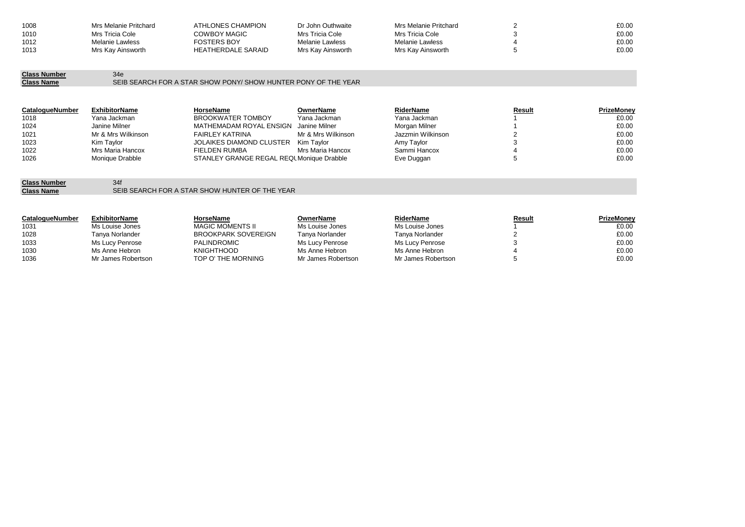| | | | | | | |
|---|---|---|---|---|---|---|
| 1008 | Mrs Melanie Pritchard | ATHLONES CHAMPION | Dr John Outhwaite | Mrs Melanie Pritchard | 2 | £0.00 |
| 1010 | Mrs Tricia Cole | COWBOY MAGIC | Mrs Tricia Cole | Mrs Tricia Cole | 3 | £0.00 |
| 1012 | Melanie Lawless | FOSTERS BOY | Melanie Lawless | Melanie Lawless | 4 | £0.00 |
| 1013 | Mrs Kay Ainsworth | HEATHERDALE SARAID | Mrs Kay Ainsworth | Mrs Kay Ainsworth | 5 | £0.00 |

**Class Number** 34e
**Class Name** SEIB SEARCH FOR A STAR SHOW PONY/ SHOW HUNTER PONY OF THE YEAR

| CatalogueNumber | ExhibitorName | HorseName | OwnerName | RiderName | Result | PrizeMoney |
|---|---|---|---|---|---|---|
| 1018 | Yana Jackman | BROOKWATER TOMBOY | Yana Jackman | Yana Jackman | 1 | £0.00 |
| 1024 | Janine Milner | MATHEMADAM ROYAL ENSIGN | Janine Milner | Morgan Milner | 1 | £0.00 |
| 1021 | Mr & Mrs Wilkinson | FAIRLEY KATRINA | Mr & Mrs Wilkinson | Jazzmin Wilkinson | 2 | £0.00 |
| 1023 | Kim Taylor | JOLAIKES DIAMOND CLUSTER | Kim Taylor | Amy Taylor | 3 | £0.00 |
| 1022 | Mrs Maria Hancox | FIELDEN RUMBA | Mrs Maria Hancox | Sammi Hancox | 4 | £0.00 |
| 1026 | Monique Drabble | STANLEY GRANGE REGAL REQU | Monique Drabble | Eve Duggan | 5 | £0.00 |

**Class Number** 34f
**Class Name** SEIB SEARCH FOR A STAR SHOW HUNTER OF THE YEAR

| CatalogueNumber | ExhibitorName | HorseName | OwnerName | RiderName | Result | PrizeMoney |
|---|---|---|---|---|---|---|
| 1031 | Ms Louise Jones | MAGIC MOMENTS II | Ms Louise Jones | Ms Louise Jones | 1 | £0.00 |
| 1028 | Tanya Norlander | BROOKPARK SOVEREIGN | Tanya Norlander | Tanya Norlander | 2 | £0.00 |
| 1033 | Ms Lucy Penrose | PALINDROMIC | Ms Lucy Penrose | Ms Lucy Penrose | 3 | £0.00 |
| 1030 | Ms Anne Hebron | KNIGHTHOOD | Ms Anne Hebron | Ms Anne Hebron | 4 | £0.00 |
| 1036 | Mr James Robertson | TOP O' THE MORNING | Mr James Robertson | Mr James Robertson | 5 | £0.00 |